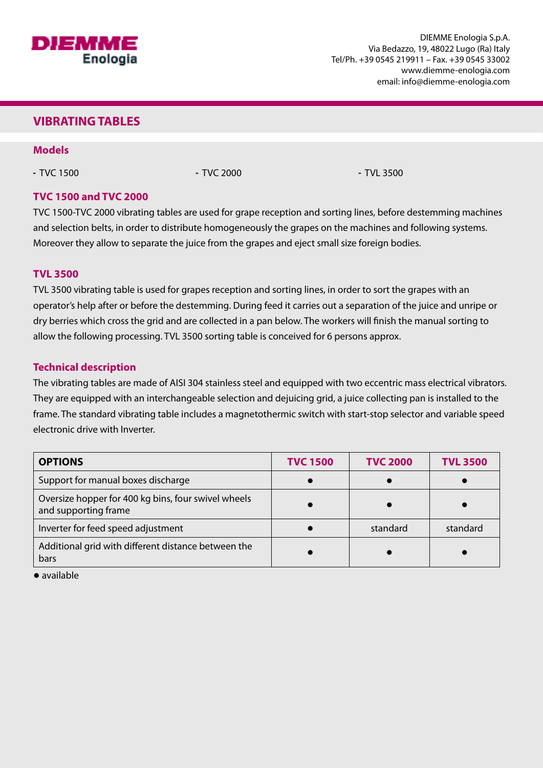DIEMME Enologia

DIEMME Enologia S.p.A.
Via Bedazzo, 19, 48022 Lugo (Ra) Italy
Tel/Ph. +39 0545 219911 – Fax. +39 0545 33002
www.diemme-enologia.com
email: info@diemme-enologia.com

# VIBRATING TABLES

## Models

- TVC 1500
- TVC 2000
- TVL 3500

## TVC 1500 and TVC 2000

TVC 1500-TVC 2000 vibrating tables are used for grape reception and sorting lines, before destemming machines and selection belts, in order to distribute homogeneously the grapes on the machines and following systems. Moreover they allow to separate the juice from the grapes and eject small size foreign bodies.

## TVL 3500

TVL 3500 vibrating table is used for grapes reception and sorting lines, in order to sort the grapes with an operator's help after or before the destemming. During feed it carries out a separation of the juice and unripe or dry berries which cross the grid and are collected in a pan below. The workers will finish the manual sorting to allow the following processing. TVL 3500 sorting table is conceived for 6 persons approx.

## Technical description

The vibrating tables are made of AISI 304 stainless steel and equipped with two eccentric mass electrical vibrators. They are equipped with an interchangeable selection and dejuicing grid, a juice collecting pan is installed to the frame. The standard vibrating table includes a magnetothermic switch with start-stop selector and variable speed electronic drive with Inverter.

| OPTIONS | TVC 1500 | TVC 2000 | TVL 3500 |
|---|---|---|---|
| Support for manual boxes discharge | ● | ● | ● |
| Oversize hopper for 400 kg bins, four swivel wheels and supporting frame | ● | ● | ● |
| Inverter for feed speed adjustment | ● | standard | standard |
| Additional grid with different distance between the bars | ● | ● | ● |

● available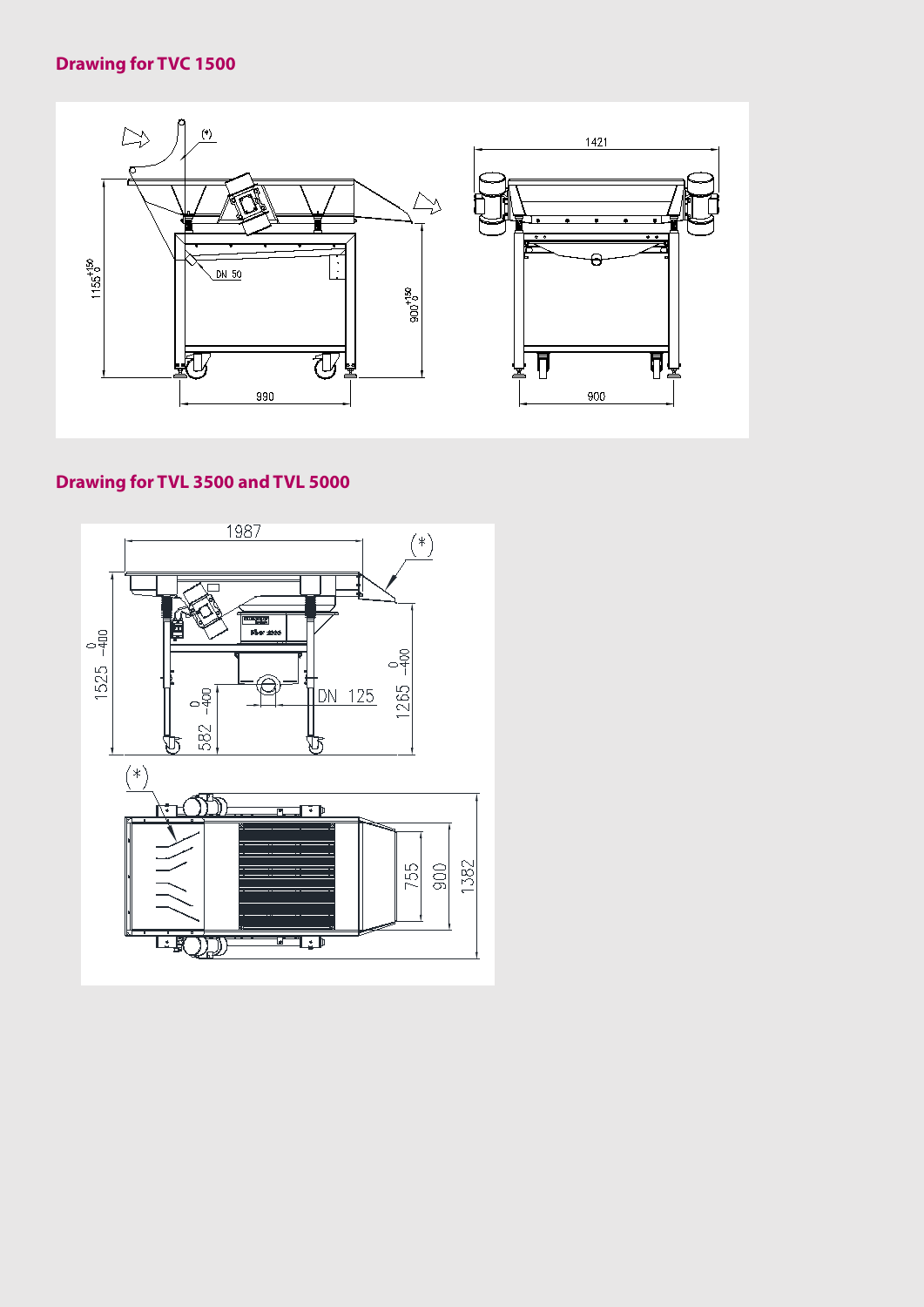## Drawing for TVC 1500

## Drawing for TVL 3500 and TVL 5000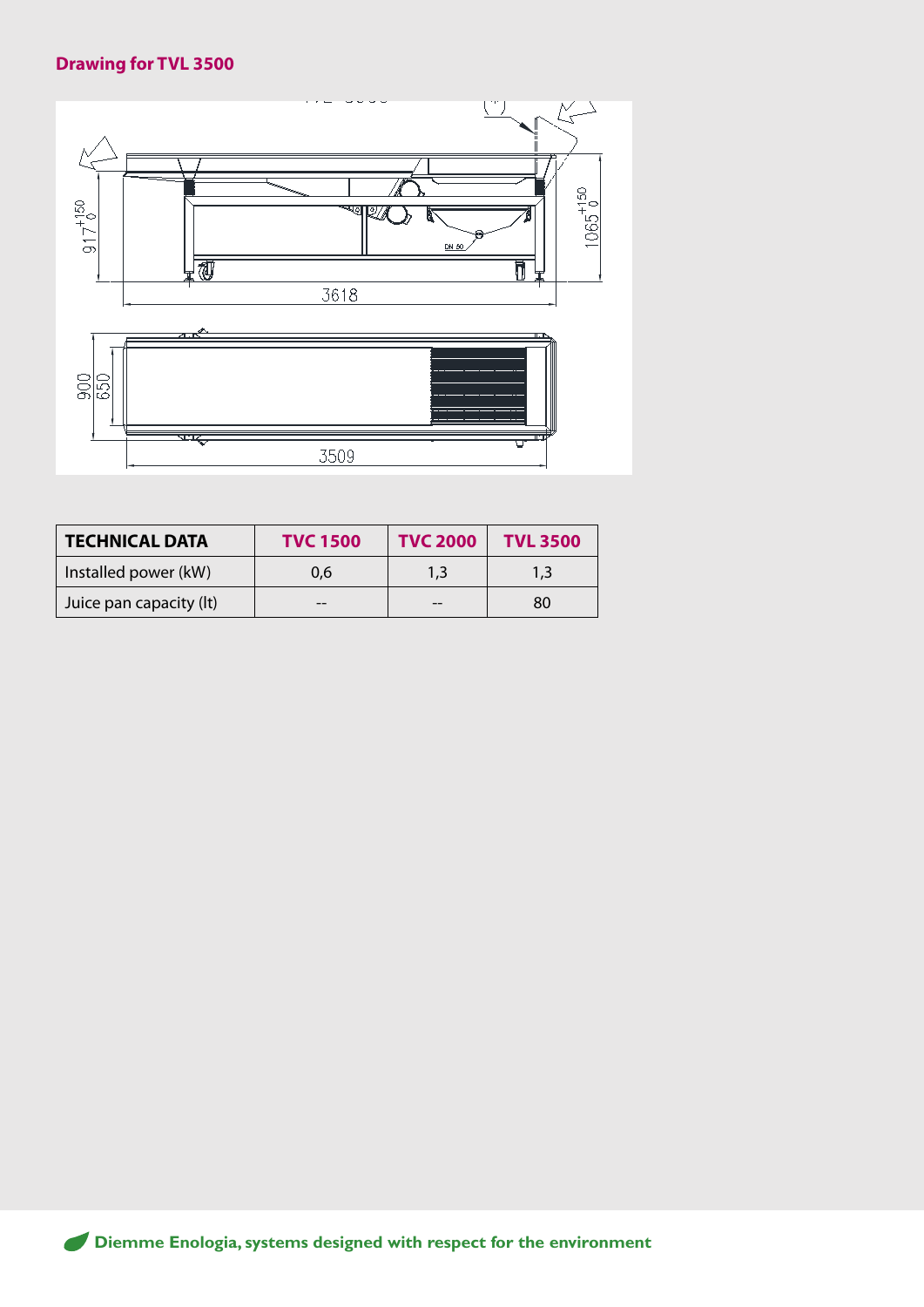## Drawing for TVL 3500

917 +150 0

1065 +150 0

3618

DN 50

900

650

3509

| TECHNICAL DATA | TVC 1500 | TVC 2000 | TVL 3500 |
|---|---|---|---|
| Installed power (kW) | 0,6 | 1,3 | 1,3 |
| Juice pan capacity (lt) | -- | -- | 80 |

**Diemme Enologia, systems designed with respect for the environment**